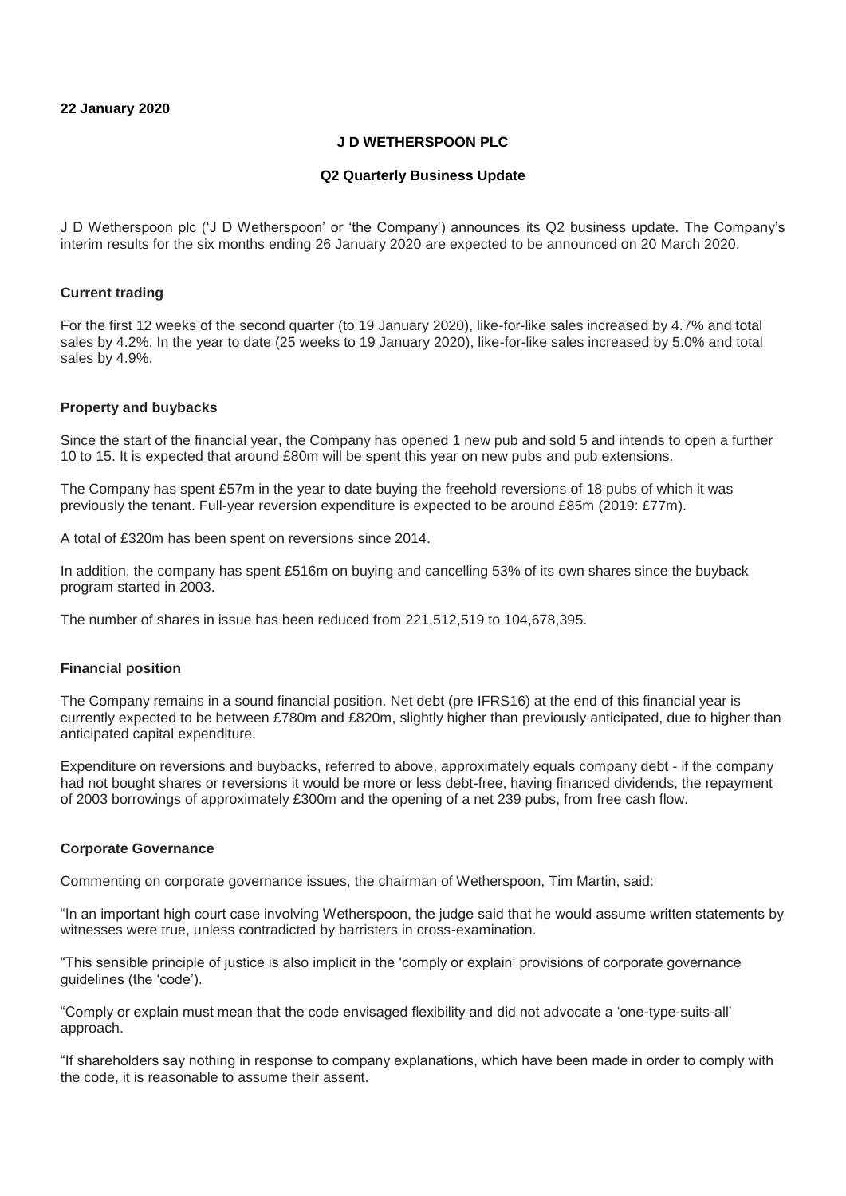**22 January 2020**

**J D WETHERSPOON PLC**

**Q2 Quarterly Business Update**

J D Wetherspoon plc ('J D Wetherspoon' or 'the Company') announces its Q2 business update. The Company's interim results for the six months ending 26 January 2020 are expected to be announced on 20 March 2020.

**Current trading**

For the first 12 weeks of the second quarter (to 19 January 2020), like-for-like sales increased by 4.7% and total sales by 4.2%. In the year to date (25 weeks to 19 January 2020), like-for-like sales increased by 5.0% and total sales by 4.9%.

**Property and buybacks**

Since the start of the financial year, the Company has opened 1 new pub and sold 5 and intends to open a further 10 to 15. It is expected that around £80m will be spent this year on new pubs and pub extensions.

The Company has spent £57m in the year to date buying the freehold reversions of 18 pubs of which it was previously the tenant. Full-year reversion expenditure is expected to be around £85m (2019: £77m).

A total of £320m has been spent on reversions since 2014.

In addition, the company has spent £516m on buying and cancelling 53% of its own shares since the buyback program started in 2003.

The number of shares in issue has been reduced from 221,512,519 to 104,678,395.

**Financial position**

The Company remains in a sound financial position. Net debt (pre IFRS16) at the end of this financial year is currently expected to be between £780m and £820m, slightly higher than previously anticipated, due to higher than anticipated capital expenditure.

Expenditure on reversions and buybacks, referred to above, approximately equals company debt - if the company had not bought shares or reversions it would be more or less debt-free, having financed dividends, the repayment of 2003 borrowings of approximately £300m and the opening of a net 239 pubs, from free cash flow.

**Corporate Governance**

Commenting on corporate governance issues, the chairman of Wetherspoon, Tim Martin, said:

"In an important high court case involving Wetherspoon, the judge said that he would assume written statements by witnesses were true, unless contradicted by barristers in cross-examination.

"This sensible principle of justice is also implicit in the 'comply or explain' provisions of corporate governance guidelines (the 'code').

"Comply or explain must mean that the code envisaged flexibility and did not advocate a 'one-type-suits-all' approach.

"If shareholders say nothing in response to company explanations, which have been made in order to comply with the code, it is reasonable to assume their assent.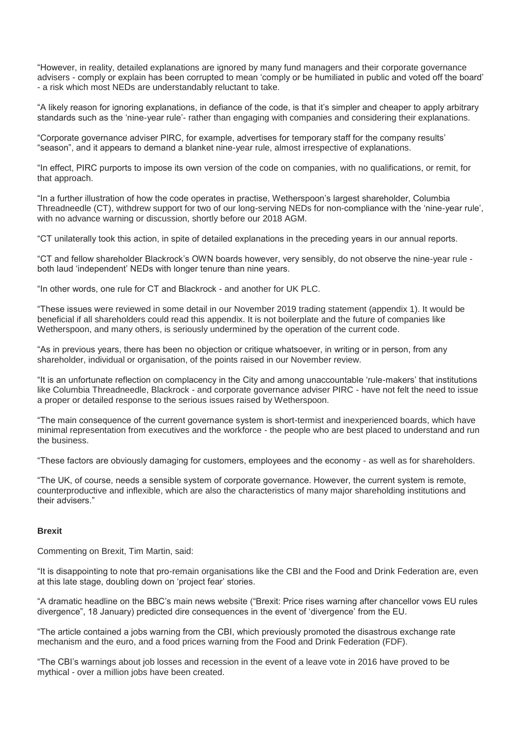"However, in reality, detailed explanations are ignored by many fund managers and their corporate governance advisers - comply or explain has been corrupted to mean 'comply or be humiliated in public and voted off the board' - a risk which most NEDs are understandably reluctant to take.

"A likely reason for ignoring explanations, in defiance of the code, is that it's simpler and cheaper to apply arbitrary standards such as the 'nine-year rule'- rather than engaging with companies and considering their explanations.

"Corporate governance adviser PIRC, for example, advertises for temporary staff for the company results' "season", and it appears to demand a blanket nine-year rule, almost irrespective of explanations.

"In effect, PIRC purports to impose its own version of the code on companies, with no qualifications, or remit, for that approach.

"In a further illustration of how the code operates in practise, Wetherspoon's largest shareholder, Columbia Threadneedle (CT), withdrew support for two of our long-serving NEDs for non-compliance with the 'nine-year rule', with no advance warning or discussion, shortly before our 2018 AGM.

"CT unilaterally took this action, in spite of detailed explanations in the preceding years in our annual reports.

"CT and fellow shareholder Blackrock's OWN boards however, very sensibly, do not observe the nine-year rule - both laud 'independent' NEDs with longer tenure than nine years.

"In other words, one rule for CT and Blackrock - and another for UK PLC.

"These issues were reviewed in some detail in our November 2019 trading statement (appendix 1). It would be beneficial if all shareholders could read this appendix. It is not boilerplate and the future of companies like Wetherspoon, and many others, is seriously undermined by the operation of the current code.

"As in previous years, there has been no objection or critique whatsoever, in writing or in person, from any shareholder, individual or organisation, of the points raised in our November review.

"It is an unfortunate reflection on complacency in the City and among unaccountable 'rule-makers' that institutions like Columbia Threadneedle, Blackrock - and corporate governance adviser PIRC - have not felt the need to issue a proper or detailed response to the serious issues raised by Wetherspoon.

"The main consequence of the current governance system is short-termist and inexperienced boards, which have minimal representation from executives and the workforce - the people who are best placed to understand and run the business.

"These factors are obviously damaging for customers, employees and the economy - as well as for shareholders.

"The UK, of course, needs a sensible system of corporate governance. However, the current system is remote, counterproductive and inflexible, which are also the characteristics of many major shareholding institutions and their advisers."

**Brexit**

Commenting on Brexit, Tim Martin, said:

"It is disappointing to note that pro-remain organisations like the CBI and the Food and Drink Federation are, even at this late stage, doubling down on 'project fear' stories.

"A dramatic headline on the BBC's main news website ("Brexit: Price rises warning after chancellor vows EU rules divergence", 18 January) predicted dire consequences in the event of 'divergence' from the EU.

"The article contained a jobs warning from the CBI, which previously promoted the disastrous exchange rate mechanism and the euro, and a food prices warning from the Food and Drink Federation (FDF).

"The CBI's warnings about job losses and recession in the event of a leave vote in 2016 have proved to be mythical - over a million jobs have been created.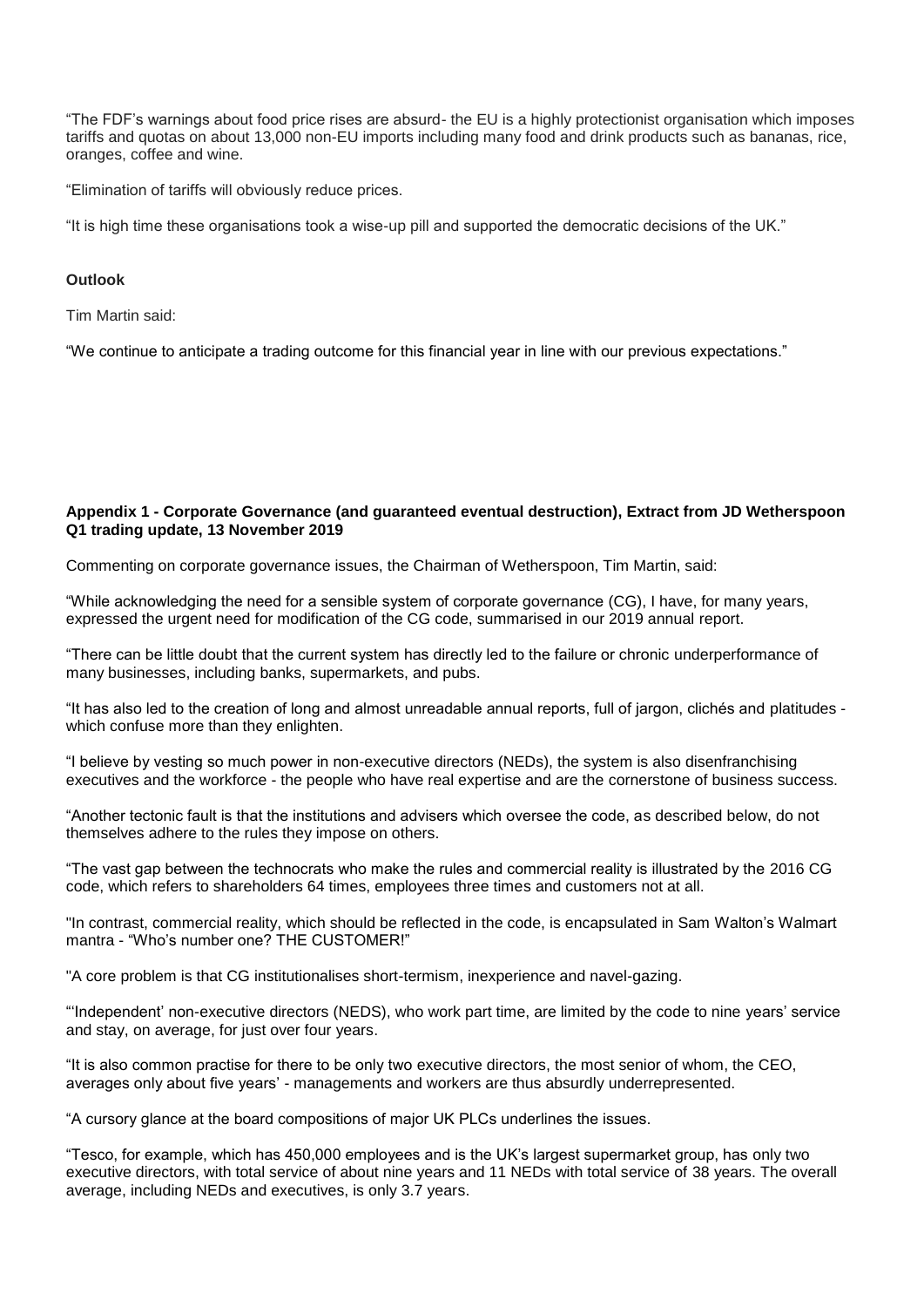"The FDF's warnings about food price rises are absurd- the EU is a highly protectionist organisation which imposes tariffs and quotas on about 13,000 non-EU imports including many food and drink products such as bananas, rice, oranges, coffee and wine.

"Elimination of tariffs will obviously reduce prices.

"It is high time these organisations took a wise-up pill and supported the democratic decisions of the UK."

**Outlook**

Tim Martin said:

"We continue to anticipate a trading outcome for this financial year in line with our previous expectations."

**Appendix 1 - Corporate Governance (and guaranteed eventual destruction), Extract from JD Wetherspoon Q1 trading update, 13 November 2019**

Commenting on corporate governance issues, the Chairman of Wetherspoon, Tim Martin, said:

"While acknowledging the need for a sensible system of corporate governance (CG), I have, for many years, expressed the urgent need for modification of the CG code, summarised in our 2019 annual report.

"There can be little doubt that the current system has directly led to the failure or chronic underperformance of many businesses, including banks, supermarkets, and pubs.

"It has also led to the creation of long and almost unreadable annual reports, full of jargon, clichés and platitudes - which confuse more than they enlighten.

"I believe by vesting so much power in non-executive directors (NEDs), the system is also disenfranchising executives and the workforce - the people who have real expertise and are the cornerstone of business success.

"Another tectonic fault is that the institutions and advisers which oversee the code, as described below, do not themselves adhere to the rules they impose on others.

"The vast gap between the technocrats who make the rules and commercial reality is illustrated by the 2016 CG code, which refers to shareholders 64 times, employees three times and customers not at all.

"In contrast, commercial reality, which should be reflected in the code, is encapsulated in Sam Walton's Walmart mantra - "Who's number one? THE CUSTOMER!"

"A core problem is that CG institutionalises short-termism, inexperience and navel-gazing.

"'Independent' non-executive directors (NEDS), who work part time, are limited by the code to nine years' service and stay, on average, for just over four years.

"It is also common practise for there to be only two executive directors, the most senior of whom, the CEO, averages only about five years' - managements and workers are thus absurdly underrepresented.

"A cursory glance at the board compositions of major UK PLCs underlines the issues.

"Tesco, for example, which has 450,000 employees and is the UK's largest supermarket group, has only two executive directors, with total service of about nine years and 11 NEDs with total service of 38 years. The overall average, including NEDs and executives, is only 3.7 years.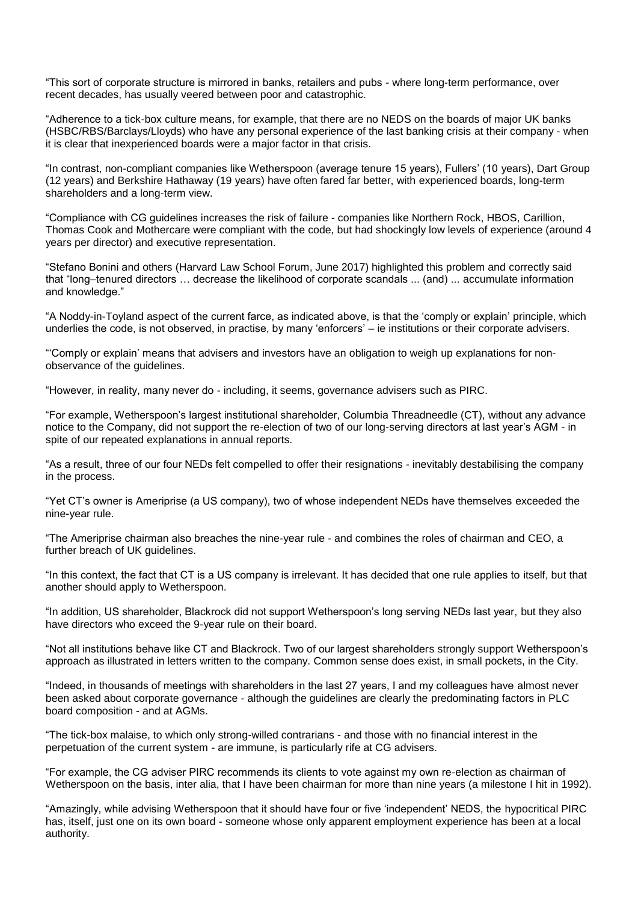"This sort of corporate structure is mirrored in banks, retailers and pubs - where long-term performance, over recent decades, has usually veered between poor and catastrophic.

"Adherence to a tick-box culture means, for example, that there are no NEDS on the boards of major UK banks (HSBC/RBS/Barclays/Lloyds) who have any personal experience of the last banking crisis at their company - when it is clear that inexperienced boards were a major factor in that crisis.

"In contrast, non-compliant companies like Wetherspoon (average tenure 15 years), Fullers' (10 years), Dart Group (12 years) and Berkshire Hathaway (19 years) have often fared far better, with experienced boards, long-term shareholders and a long-term view.

"Compliance with CG guidelines increases the risk of failure - companies like Northern Rock, HBOS, Carillion, Thomas Cook and Mothercare were compliant with the code, but had shockingly low levels of experience (around 4 years per director) and executive representation.

"Stefano Bonini and others (Harvard Law School Forum, June 2017) highlighted this problem and correctly said that "long–tenured directors … decrease the likelihood of corporate scandals ... (and) ... accumulate information and knowledge."

"A Noddy-in-Toyland aspect of the current farce, as indicated above, is that the 'comply or explain' principle, which underlies the code, is not observed, in practise, by many 'enforcers' – ie institutions or their corporate advisers.

"'Comply or explain' means that advisers and investors have an obligation to weigh up explanations for non-observance of the guidelines.

"However, in reality, many never do - including, it seems, governance advisers such as PIRC.

"For example, Wetherspoon's largest institutional shareholder, Columbia Threadneedle (CT), without any advance notice to the Company, did not support the re-election of two of our long-serving directors at last year's AGM - in spite of our repeated explanations in annual reports.

"As a result, three of our four NEDs felt compelled to offer their resignations - inevitably destabilising the company in the process.

"Yet CT's owner is Ameriprise (a US company), two of whose independent NEDs have themselves exceeded the nine-year rule.

"The Ameriprise chairman also breaches the nine-year rule - and combines the roles of chairman and CEO, a further breach of UK guidelines.

"In this context, the fact that CT is a US company is irrelevant. It has decided that one rule applies to itself, but that another should apply to Wetherspoon.

"In addition, US shareholder, Blackrock did not support Wetherspoon's long serving NEDs last year, but they also have directors who exceed the 9-year rule on their board.

"Not all institutions behave like CT and Blackrock. Two of our largest shareholders strongly support Wetherspoon's approach as illustrated in letters written to the company. Common sense does exist, in small pockets, in the City.

"Indeed, in thousands of meetings with shareholders in the last 27 years, I and my colleagues have almost never been asked about corporate governance - although the guidelines are clearly the predominating factors in PLC board composition - and at AGMs.

"The tick-box malaise, to which only strong-willed contrarians - and those with no financial interest in the perpetuation of the current system - are immune, is particularly rife at CG advisers.

"For example, the CG adviser PIRC recommends its clients to vote against my own re-election as chairman of Wetherspoon on the basis, inter alia, that I have been chairman for more than nine years (a milestone I hit in 1992).

"Amazingly, while advising Wetherspoon that it should have four or five 'independent' NEDS, the hypocritical PIRC has, itself, just one on its own board - someone whose only apparent employment experience has been at a local authority.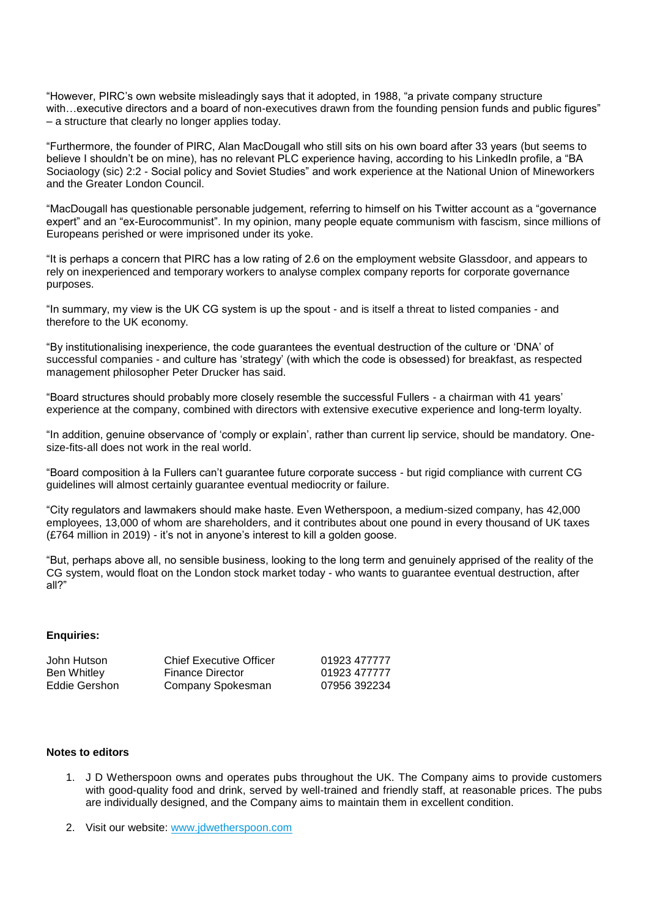"However, PIRC's own website misleadingly says that it adopted, in 1988, "a private company structure with…executive directors and a board of non-executives drawn from the founding pension funds and public figures" – a structure that clearly no longer applies today.

"Furthermore, the founder of PIRC, Alan MacDougall who still sits on his own board after 33 years (but seems to believe I shouldn't be on mine), has no relevant PLC experience having, according to his LinkedIn profile, a "BA Sociaology (sic) 2:2 - Social policy and Soviet Studies" and work experience at the National Union of Mineworkers and the Greater London Council.

"MacDougall has questionable personable judgement, referring to himself on his Twitter account as a "governance expert" and an "ex-Eurocommunist". In my opinion, many people equate communism with fascism, since millions of Europeans perished or were imprisoned under its yoke.

"It is perhaps a concern that PIRC has a low rating of 2.6 on the employment website Glassdoor, and appears to rely on inexperienced and temporary workers to analyse complex company reports for corporate governance purposes.

"In summary, my view is the UK CG system is up the spout - and is itself a threat to listed companies - and therefore to the UK economy.

"By institutionalising inexperience, the code guarantees the eventual destruction of the culture or 'DNA' of successful companies - and culture has 'strategy' (with which the code is obsessed) for breakfast, as respected management philosopher Peter Drucker has said.

"Board structures should probably more closely resemble the successful Fullers - a chairman with 41 years' experience at the company, combined with directors with extensive executive experience and long-term loyalty.

"In addition, genuine observance of 'comply or explain', rather than current lip service, should be mandatory. One-size-fits-all does not work in the real world.

"Board composition à la Fullers can't guarantee future corporate success - but rigid compliance with current CG guidelines will almost certainly guarantee eventual mediocrity or failure.

"City regulators and lawmakers should make haste. Even Wetherspoon, a medium-sized company, has 42,000 employees, 13,000 of whom are shareholders, and it contributes about one pound in every thousand of UK taxes (£764 million in 2019) - it's not in anyone's interest to kill a golden goose.

"But, perhaps above all, no sensible business, looking to the long term and genuinely apprised of the reality of the CG system, would float on the London stock market today - who wants to guarantee eventual destruction, after all?"

**Enquiries:**

| | | |
|---|---|---|
| John Hutson | Chief Executive Officer | 01923 477777 |
| Ben Whitley | Finance Director | 01923 477777 |
| Eddie Gershon | Company Spokesman | 07956 392234 |

**Notes to editors**

1. J D Wetherspoon owns and operates pubs throughout the UK. The Company aims to provide customers with good-quality food and drink, served by well-trained and friendly staff, at reasonable prices. The pubs are individually designed, and the Company aims to maintain them in excellent condition.

2. Visit our website: [www.jdwetherspoon.com](http://www.jdwetherspoon.com)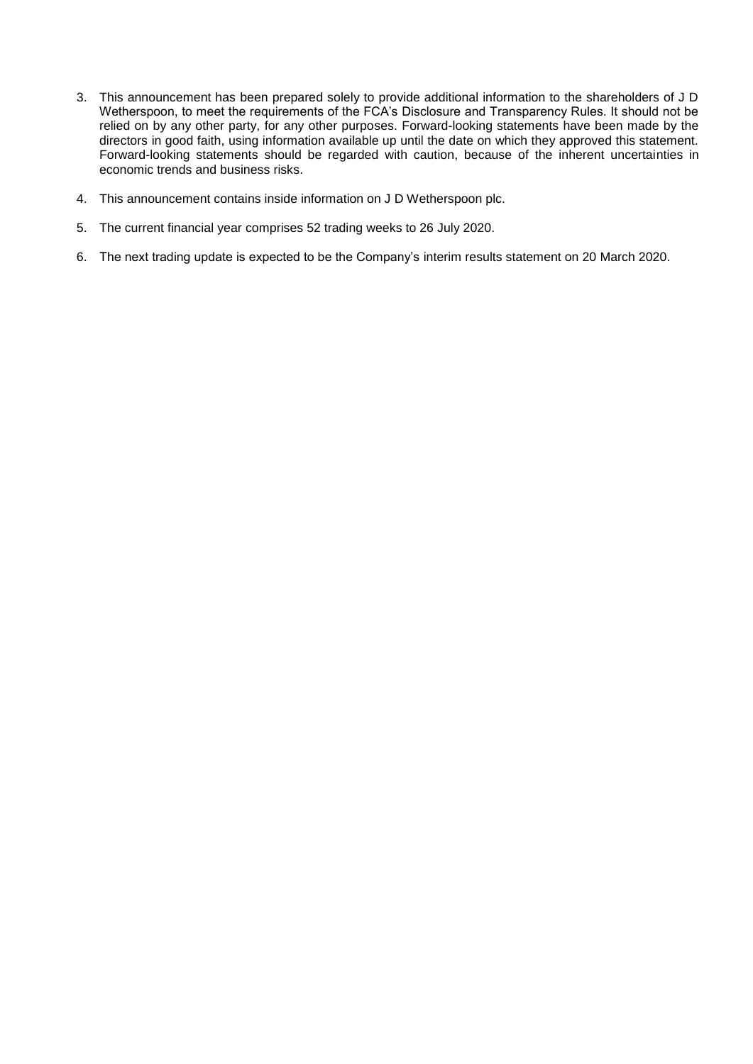3. This announcement has been prepared solely to provide additional information to the shareholders of J D Wetherspoon, to meet the requirements of the FCA's Disclosure and Transparency Rules. It should not be relied on by any other party, for any other purposes. Forward-looking statements have been made by the directors in good faith, using information available up until the date on which they approved this statement. Forward-looking statements should be regarded with caution, because of the inherent uncertainties in economic trends and business risks.

4. This announcement contains inside information on J D Wetherspoon plc.

5. The current financial year comprises 52 trading weeks to 26 July 2020.

6. The next trading update is expected to be the Company's interim results statement on 20 March 2020.